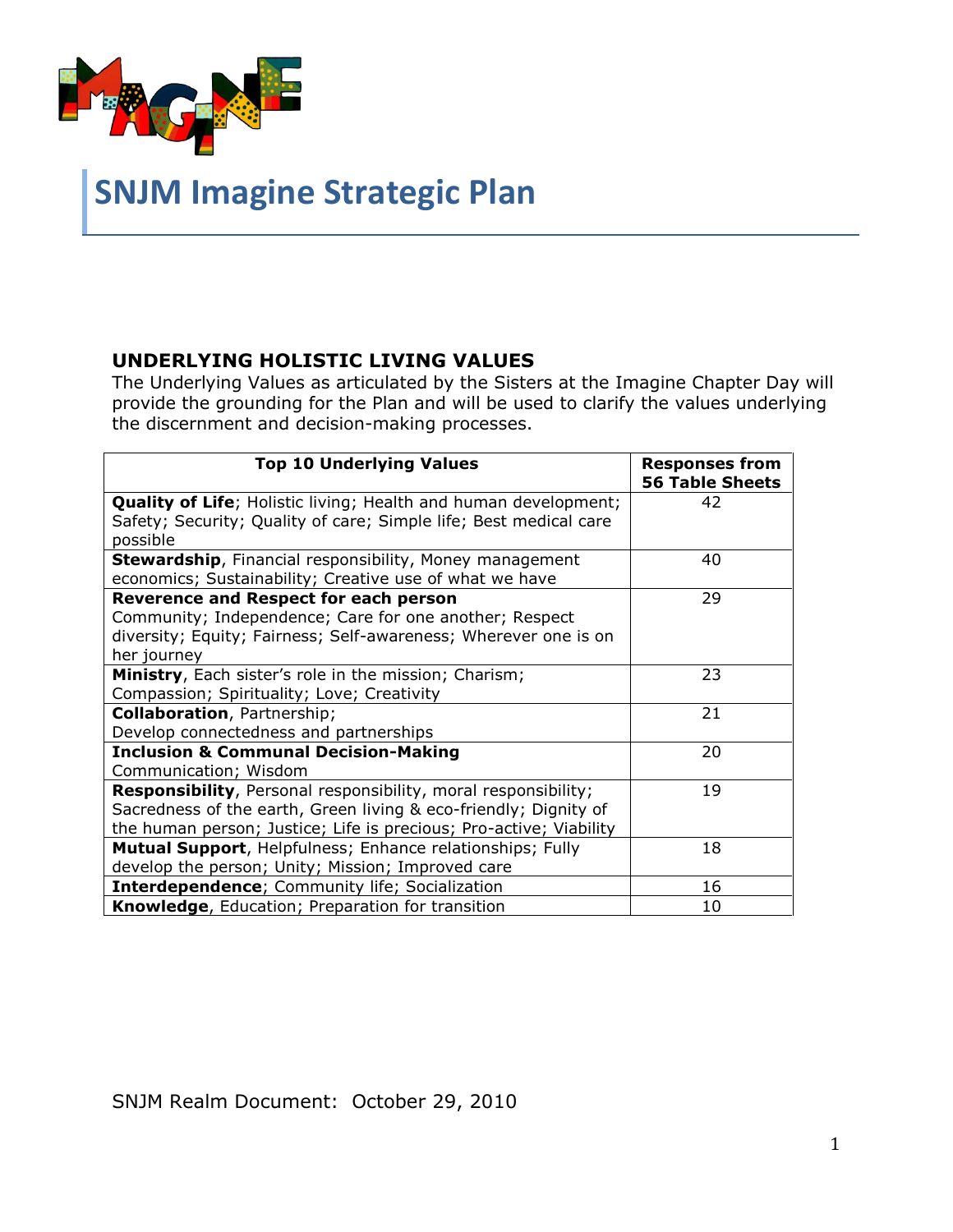# SNJM Imagine Strategic Plan

## UNDERLYING HOLISTIC LIVING VALUES

The Underlying Values as articulated by the Sisters at the Imagine Chapter Day will provide the grounding for the Plan and will be used to clarify the values underlying the discernment and decision-making processes.

| Top 10 Underlying Values | Responses from 56 Table Sheets |
|---|---|
| **Quality of Life**; Holistic living; Health and human development; Safety; Security; Quality of care; Simple life; Best medical care possible | 42 |
| **Stewardship**, Financial responsibility, Money management economics; Sustainability; Creative use of what we have | 40 |
| **Reverence and Respect for each person** Community; Independence; Care for one another; Respect diversity; Equity; Fairness; Self-awareness; Wherever one is on her journey | 29 |
| **Ministry**, Each sister's role in the mission; Charism; Compassion; Spirituality; Love; Creativity | 23 |
| **Collaboration**, Partnership; Develop connectedness and partnerships | 21 |
| **Inclusion & Communal Decision-Making** Communication; Wisdom | 20 |
| **Responsibility**, Personal responsibility, moral responsibility; Sacredness of the earth, Green living & eco-friendly; Dignity of the human person; Justice; Life is precious; Pro-active; Viability | 19 |
| **Mutual Support**, Helpfulness; Enhance relationships; Fully develop the person; Unity; Mission; Improved care | 18 |
| **Interdependence**; Community life; Socialization | 16 |
| **Knowledge**, Education; Preparation for transition | 10 |

SNJM Realm Document: October 29, 2010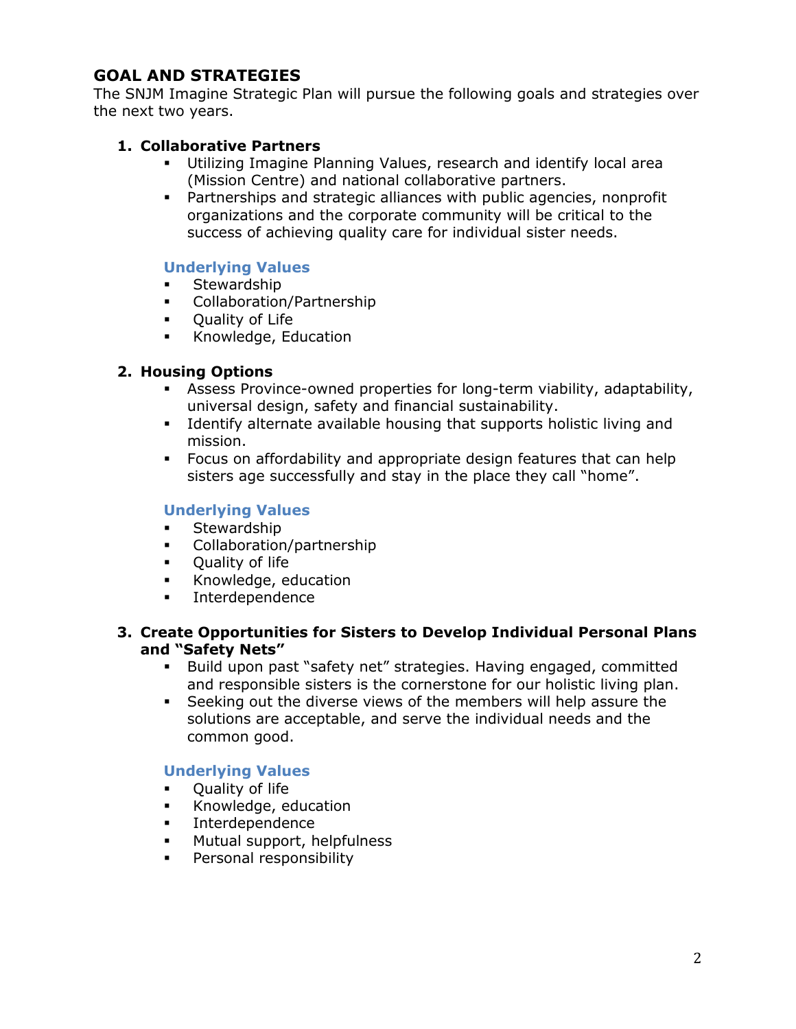## GOAL AND STRATEGIES

The SNJM Imagine Strategic Plan will pursue the following goals and strategies over the next two years.

1. **Collaborative Partners**
   - Utilizing Imagine Planning Values, research and identify local area (Mission Centre) and national collaborative partners.
   - Partnerships and strategic alliances with public agencies, nonprofit organizations and the corporate community will be critical to the success of achieving quality care for individual sister needs.

   **Underlying Values**
   - Stewardship
   - Collaboration/Partnership
   - Quality of Life
   - Knowledge, Education

2. **Housing Options**
   - Assess Province-owned properties for long-term viability, adaptability, universal design, safety and financial sustainability.
   - Identify alternate available housing that supports holistic living and mission.
   - Focus on affordability and appropriate design features that can help sisters age successfully and stay in the place they call "home".

   **Underlying Values**
   - Stewardship
   - Collaboration/partnership
   - Quality of life
   - Knowledge, education
   - Interdependence

3. **Create Opportunities for Sisters to Develop Individual Personal Plans and "Safety Nets"**
   - Build upon past "safety net" strategies. Having engaged, committed and responsible sisters is the cornerstone for our holistic living plan.
   - Seeking out the diverse views of the members will help assure the solutions are acceptable, and serve the individual needs and the common good.

   **Underlying Values**
   - Quality of life
   - Knowledge, education
   - Interdependence
   - Mutual support, helpfulness
   - Personal responsibility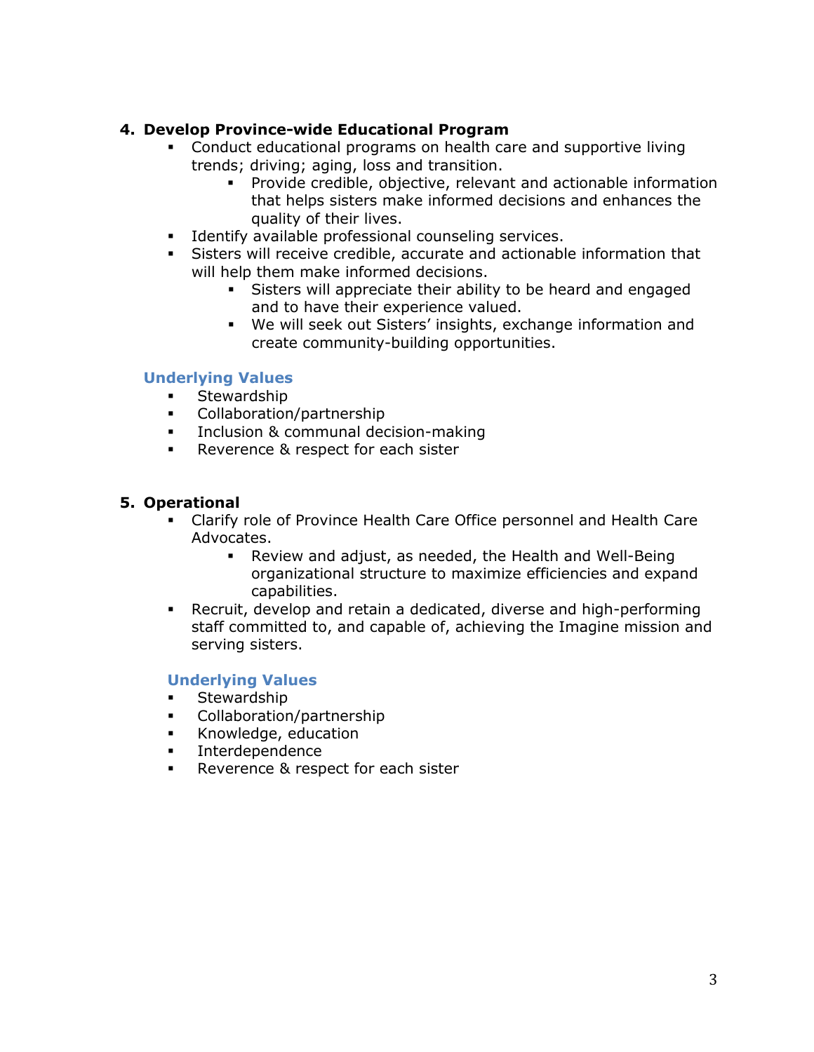**4. Develop Province-wide Educational Program**

- Conduct educational programs on health care and supportive living trends; driving; aging, loss and transition.
  - Provide credible, objective, relevant and actionable information that helps sisters make informed decisions and enhances the quality of their lives.
- Identify available professional counseling services.
- Sisters will receive credible, accurate and actionable information that will help them make informed decisions.
  - Sisters will appreciate their ability to be heard and engaged and to have their experience valued.
  - We will seek out Sisters' insights, exchange information and create community-building opportunities.

**Underlying Values**

- Stewardship
- Collaboration/partnership
- Inclusion & communal decision-making
- Reverence & respect for each sister

**5. Operational**

- Clarify role of Province Health Care Office personnel and Health Care Advocates.
  - Review and adjust, as needed, the Health and Well-Being organizational structure to maximize efficiencies and expand capabilities.
- Recruit, develop and retain a dedicated, diverse and high-performing staff committed to, and capable of, achieving the Imagine mission and serving sisters.

**Underlying Values**

- Stewardship
- Collaboration/partnership
- Knowledge, education
- Interdependence
- Reverence & respect for each sister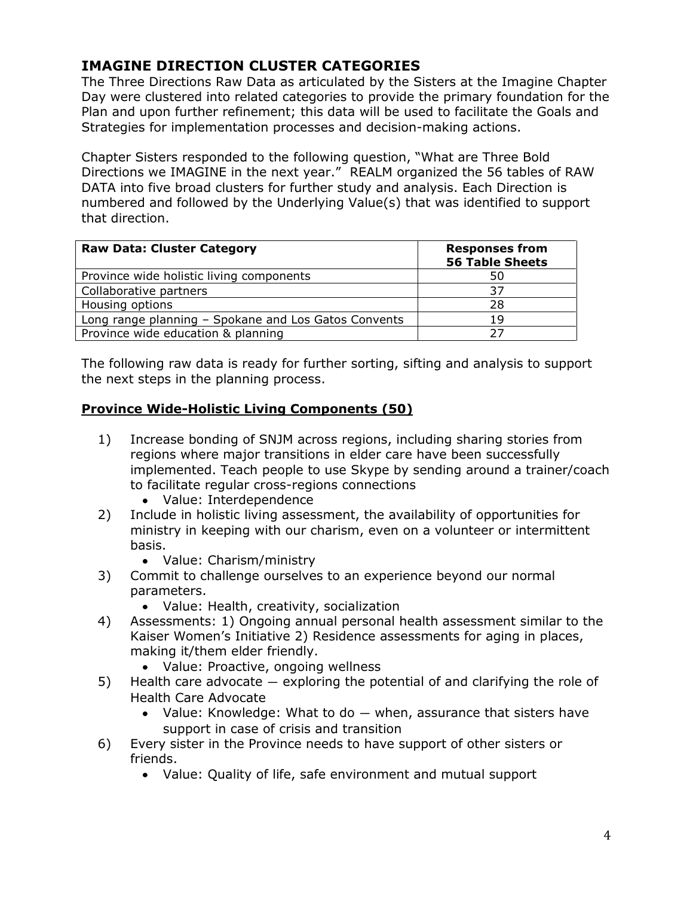## IMAGINE DIRECTION CLUSTER CATEGORIES

The Three Directions Raw Data as articulated by the Sisters at the Imagine Chapter Day were clustered into related categories to provide the primary foundation for the Plan and upon further refinement; this data will be used to facilitate the Goals and Strategies for implementation processes and decision-making actions.

Chapter Sisters responded to the following question, "What are Three Bold Directions we IMAGINE in the next year." REALM organized the 56 tables of RAW DATA into five broad clusters for further study and analysis. Each Direction is numbered and followed by the Underlying Value(s) that was identified to support that direction.

| Raw Data: Cluster Category | Responses from 56 Table Sheets |
|---|---|
| Province wide holistic living components | 50 |
| Collaborative partners | 37 |
| Housing options | 28 |
| Long range planning – Spokane and Los Gatos Convents | 19 |
| Province wide education & planning | 27 |

The following raw data is ready for further sorting, sifting and analysis to support the next steps in the planning process.

### Province Wide-Holistic Living Components (50)

1) Increase bonding of SNJM across regions, including sharing stories from regions where major transitions in elder care have been successfully implemented. Teach people to use Skype by sending around a trainer/coach to facilitate regular cross-regions connections
   - Value: Interdependence
2) Include in holistic living assessment, the availability of opportunities for ministry in keeping with our charism, even on a volunteer or intermittent basis.
   - Value: Charism/ministry
3) Commit to challenge ourselves to an experience beyond our normal parameters.
   - Value: Health, creativity, socialization
4) Assessments: 1) Ongoing annual personal health assessment similar to the Kaiser Women's Initiative 2) Residence assessments for aging in places, making it/them elder friendly.
   - Value: Proactive, ongoing wellness
5) Health care advocate — exploring the potential of and clarifying the role of Health Care Advocate
   - Value: Knowledge: What to do — when, assurance that sisters have support in case of crisis and transition
6) Every sister in the Province needs to have support of other sisters or friends.
   - Value: Quality of life, safe environment and mutual support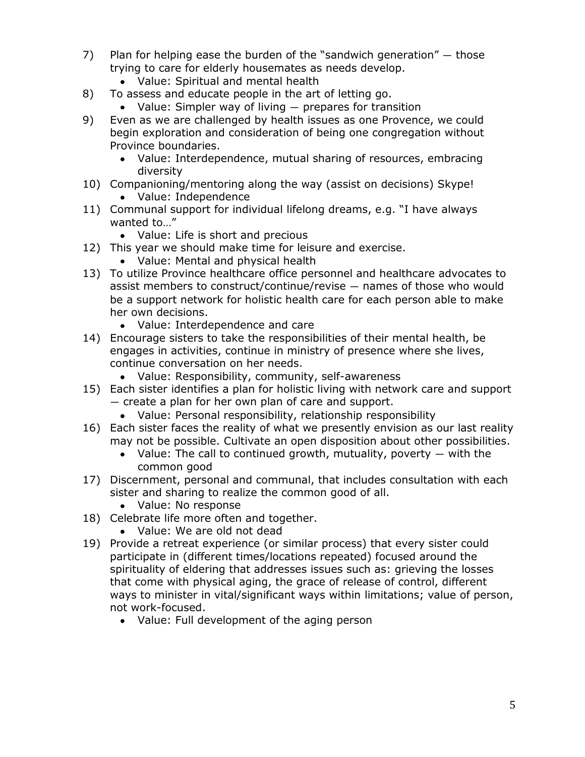7) Plan for helping ease the burden of the "sandwich generation" — those trying to care for elderly housemates as needs develop.
   - Value: Spiritual and mental health
8) To assess and educate people in the art of letting go.
   - Value: Simpler way of living — prepares for transition
9) Even as we are challenged by health issues as one Provence, we could begin exploration and consideration of being one congregation without Province boundaries.
   - Value: Interdependence, mutual sharing of resources, embracing diversity
10) Companioning/mentoring along the way (assist on decisions) Skype!
    - Value: Independence
11) Communal support for individual lifelong dreams, e.g. "I have always wanted to…"
    - Value: Life is short and precious
12) This year we should make time for leisure and exercise.
    - Value: Mental and physical health
13) To utilize Province healthcare office personnel and healthcare advocates to assist members to construct/continue/revise — names of those who would be a support network for holistic health care for each person able to make her own decisions.
    - Value: Interdependence and care
14) Encourage sisters to take the responsibilities of their mental health, be engages in activities, continue in ministry of presence where she lives, continue conversation on her needs.
    - Value: Responsibility, community, self-awareness
15) Each sister identifies a plan for holistic living with network care and support — create a plan for her own plan of care and support.
    - Value: Personal responsibility, relationship responsibility
16) Each sister faces the reality of what we presently envision as our last reality may not be possible. Cultivate an open disposition about other possibilities.
    - Value: The call to continued growth, mutuality, poverty — with the common good
17) Discernment, personal and communal, that includes consultation with each sister and sharing to realize the common good of all.
    - Value: No response
18) Celebrate life more often and together.
    - Value: We are old not dead
19) Provide a retreat experience (or similar process) that every sister could participate in (different times/locations repeated) focused around the spirituality of eldering that addresses issues such as: grieving the losses that come with physical aging, the grace of release of control, different ways to minister in vital/significant ways within limitations; value of person, not work-focused.
    - Value: Full development of the aging person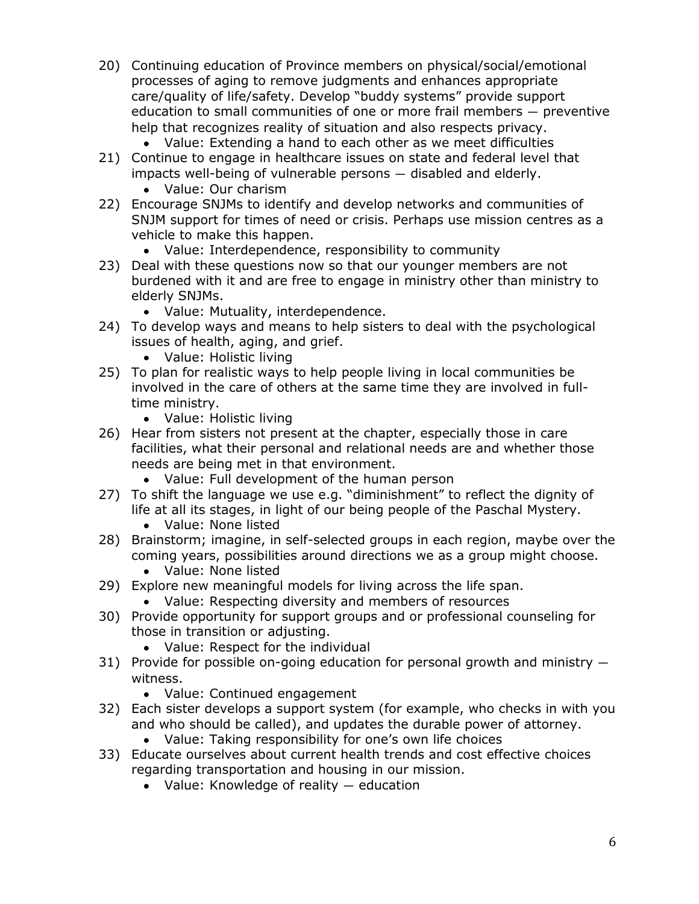20) Continuing education of Province members on physical/social/emotional processes of aging to remove judgments and enhances appropriate care/quality of life/safety. Develop "buddy systems" provide support education to small communities of one or more frail members — preventive help that recognizes reality of situation and also respects privacy.
    - Value: Extending a hand to each other as we meet difficulties
21) Continue to engage in healthcare issues on state and federal level that impacts well-being of vulnerable persons — disabled and elderly.
    - Value: Our charism
22) Encourage SNJMs to identify and develop networks and communities of SNJM support for times of need or crisis. Perhaps use mission centres as a vehicle to make this happen.
    - Value: Interdependence, responsibility to community
23) Deal with these questions now so that our younger members are not burdened with it and are free to engage in ministry other than ministry to elderly SNJMs.
    - Value: Mutuality, interdependence.
24) To develop ways and means to help sisters to deal with the psychological issues of health, aging, and grief.
    - Value: Holistic living
25) To plan for realistic ways to help people living in local communities be involved in the care of others at the same time they are involved in full-time ministry.
    - Value: Holistic living
26) Hear from sisters not present at the chapter, especially those in care facilities, what their personal and relational needs are and whether those needs are being met in that environment.
    - Value: Full development of the human person
27) To shift the language we use e.g. "diminishment" to reflect the dignity of life at all its stages, in light of our being people of the Paschal Mystery.
    - Value: None listed
28) Brainstorm; imagine, in self-selected groups in each region, maybe over the coming years, possibilities around directions we as a group might choose.
    - Value: None listed
29) Explore new meaningful models for living across the life span.
    - Value: Respecting diversity and members of resources
30) Provide opportunity for support groups and or professional counseling for those in transition or adjusting.
    - Value: Respect for the individual
31) Provide for possible on-going education for personal growth and ministry — witness.
    - Value: Continued engagement
32) Each sister develops a support system (for example, who checks in with you and who should be called), and updates the durable power of attorney.
    - Value: Taking responsibility for one's own life choices
33) Educate ourselves about current health trends and cost effective choices regarding transportation and housing in our mission.
    - Value: Knowledge of reality — education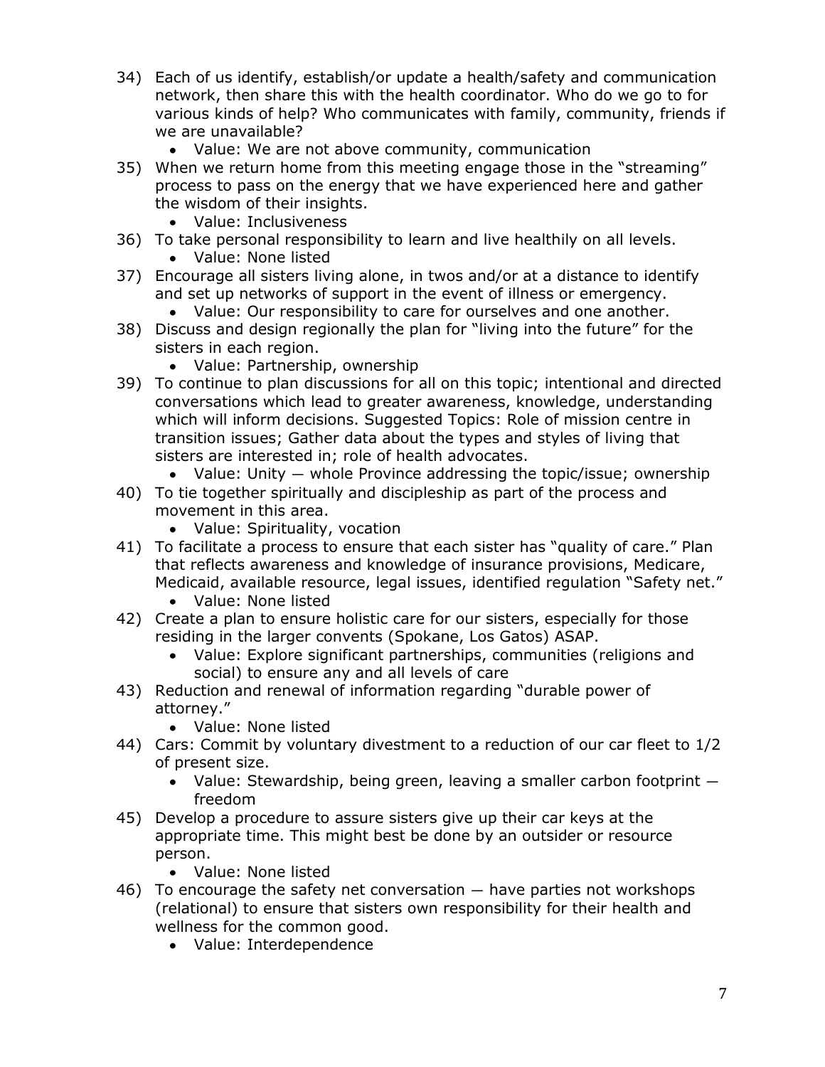34) Each of us identify, establish/or update a health/safety and communication network, then share this with the health coordinator. Who do we go to for various kinds of help? Who communicates with family, community, friends if we are unavailable?
    - Value: We are not above community, communication
35) When we return home from this meeting engage those in the "streaming" process to pass on the energy that we have experienced here and gather the wisdom of their insights.
    - Value: Inclusiveness
36) To take personal responsibility to learn and live healthily on all levels.
    - Value: None listed
37) Encourage all sisters living alone, in twos and/or at a distance to identify and set up networks of support in the event of illness or emergency.
    - Value: Our responsibility to care for ourselves and one another.
38) Discuss and design regionally the plan for "living into the future" for the sisters in each region.
    - Value: Partnership, ownership
39) To continue to plan discussions for all on this topic; intentional and directed conversations which lead to greater awareness, knowledge, understanding which will inform decisions. Suggested Topics: Role of mission centre in transition issues; Gather data about the types and styles of living that sisters are interested in; role of health advocates.
    - Value: Unity — whole Province addressing the topic/issue; ownership
40) To tie together spiritually and discipleship as part of the process and movement in this area.
    - Value: Spirituality, vocation
41) To facilitate a process to ensure that each sister has "quality of care." Plan that reflects awareness and knowledge of insurance provisions, Medicare, Medicaid, available resource, legal issues, identified regulation "Safety net."
    - Value: None listed
42) Create a plan to ensure holistic care for our sisters, especially for those residing in the larger convents (Spokane, Los Gatos) ASAP.
    - Value: Explore significant partnerships, communities (religions and social) to ensure any and all levels of care
43) Reduction and renewal of information regarding "durable power of attorney."
    - Value: None listed
44) Cars: Commit by voluntary divestment to a reduction of our car fleet to 1/2 of present size.
    - Value: Stewardship, being green, leaving a smaller carbon footprint — freedom
45) Develop a procedure to assure sisters give up their car keys at the appropriate time. This might best be done by an outsider or resource person.
    - Value: None listed
46) To encourage the safety net conversation — have parties not workshops (relational) to ensure that sisters own responsibility for their health and wellness for the common good.
    - Value: Interdependence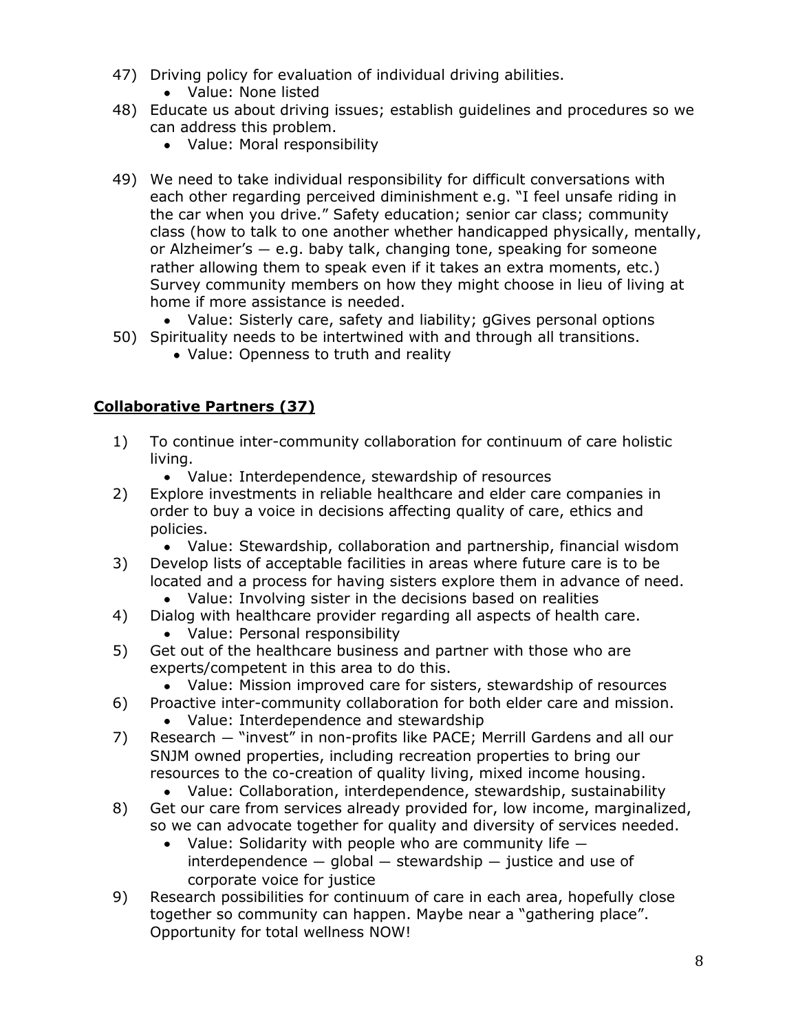47) Driving policy for evaluation of individual driving abilities.
    - Value: None listed
48) Educate us about driving issues; establish guidelines and procedures so we can address this problem.
    - Value: Moral responsibility
49) We need to take individual responsibility for difficult conversations with each other regarding perceived diminishment e.g. "I feel unsafe riding in the car when you drive." Safety education; senior car class; community class (how to talk to one another whether handicapped physically, mentally, or Alzheimer's — e.g. baby talk, changing tone, speaking for someone rather allowing them to speak even if it takes an extra moments, etc.) Survey community members on how they might choose in lieu of living at home if more assistance is needed.
    - Value: Sisterly care, safety and liability; gGives personal options
50) Spirituality needs to be intertwined with and through all transitions.
    - Value: Openness to truth and reality

## **Collaborative Partners (37)**

1) To continue inter-community collaboration for continuum of care holistic living.
    - Value: Interdependence, stewardship of resources
2) Explore investments in reliable healthcare and elder care companies in order to buy a voice in decisions affecting quality of care, ethics and policies.
    - Value: Stewardship, collaboration and partnership, financial wisdom
3) Develop lists of acceptable facilities in areas where future care is to be located and a process for having sisters explore them in advance of need.
    - Value: Involving sister in the decisions based on realities
4) Dialog with healthcare provider regarding all aspects of health care.
    - Value: Personal responsibility
5) Get out of the healthcare business and partner with those who are experts/competent in this area to do this.
    - Value: Mission improved care for sisters, stewardship of resources
6) Proactive inter-community collaboration for both elder care and mission.
    - Value: Interdependence and stewardship
7) Research — "invest" in non-profits like PACE; Merrill Gardens and all our SNJM owned properties, including recreation properties to bring our resources to the co-creation of quality living, mixed income housing.
    - Value: Collaboration, interdependence, stewardship, sustainability
8) Get our care from services already provided for, low income, marginalized, so we can advocate together for quality and diversity of services needed.
    - Value: Solidarity with people who are community life — interdependence — global — stewardship — justice and use of corporate voice for justice
9) Research possibilities for continuum of care in each area, hopefully close together so community can happen. Maybe near a "gathering place". Opportunity for total wellness NOW!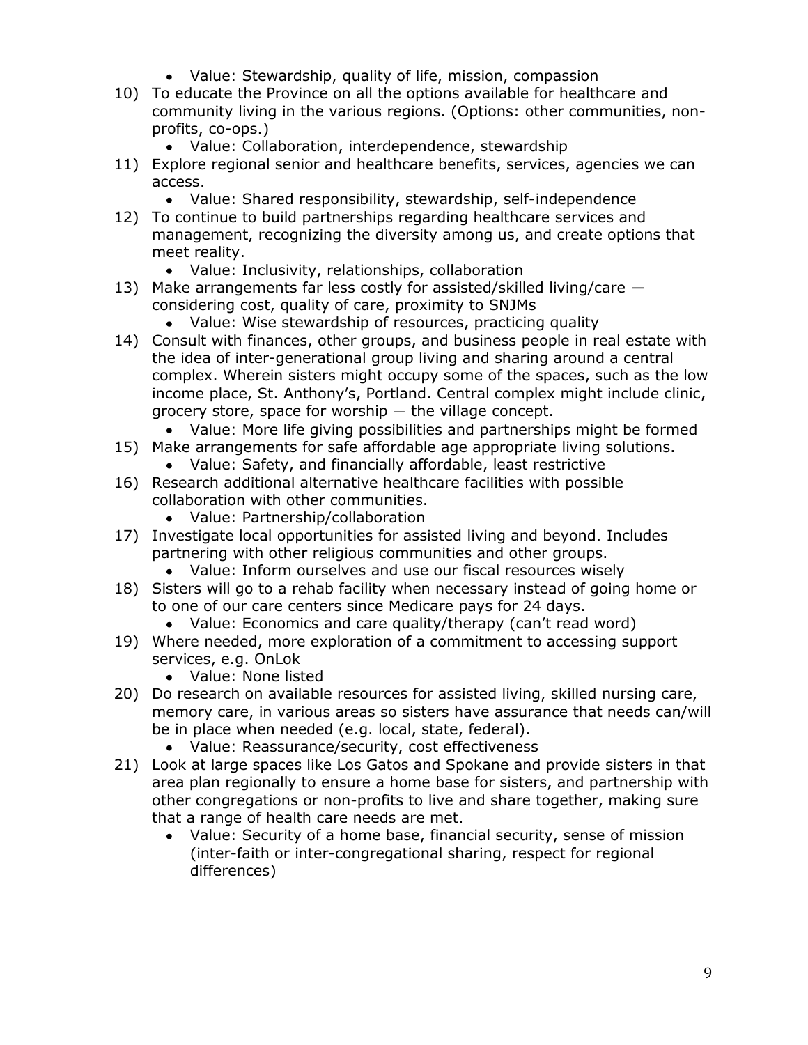- Value: Stewardship, quality of life, mission, compassion

10) To educate the Province on all the options available for healthcare and community living in the various regions. (Options: other communities, non-profits, co-ops.)
    - Value: Collaboration, interdependence, stewardship
11) Explore regional senior and healthcare benefits, services, agencies we can access.
    - Value: Shared responsibility, stewardship, self-independence
12) To continue to build partnerships regarding healthcare services and management, recognizing the diversity among us, and create options that meet reality.
    - Value: Inclusivity, relationships, collaboration
13) Make arrangements far less costly for assisted/skilled living/care — considering cost, quality of care, proximity to SNJMs
    - Value: Wise stewardship of resources, practicing quality
14) Consult with finances, other groups, and business people in real estate with the idea of inter-generational group living and sharing around a central complex. Wherein sisters might occupy some of the spaces, such as the low income place, St. Anthony's, Portland. Central complex might include clinic, grocery store, space for worship — the village concept.
    - Value: More life giving possibilities and partnerships might be formed
15) Make arrangements for safe affordable age appropriate living solutions.
    - Value: Safety, and financially affordable, least restrictive
16) Research additional alternative healthcare facilities with possible collaboration with other communities.
    - Value: Partnership/collaboration
17) Investigate local opportunities for assisted living and beyond. Includes partnering with other religious communities and other groups.
    - Value: Inform ourselves and use our fiscal resources wisely
18) Sisters will go to a rehab facility when necessary instead of going home or to one of our care centers since Medicare pays for 24 days.
    - Value: Economics and care quality/therapy (can't read word)
19) Where needed, more exploration of a commitment to accessing support services, e.g. OnLok
    - Value: None listed
20) Do research on available resources for assisted living, skilled nursing care, memory care, in various areas so sisters have assurance that needs can/will be in place when needed (e.g. local, state, federal).
    - Value: Reassurance/security, cost effectiveness
21) Look at large spaces like Los Gatos and Spokane and provide sisters in that area plan regionally to ensure a home base for sisters, and partnership with other congregations or non-profits to live and share together, making sure that a range of health care needs are met.
    - Value: Security of a home base, financial security, sense of mission (inter-faith or inter-congregational sharing, respect for regional differences)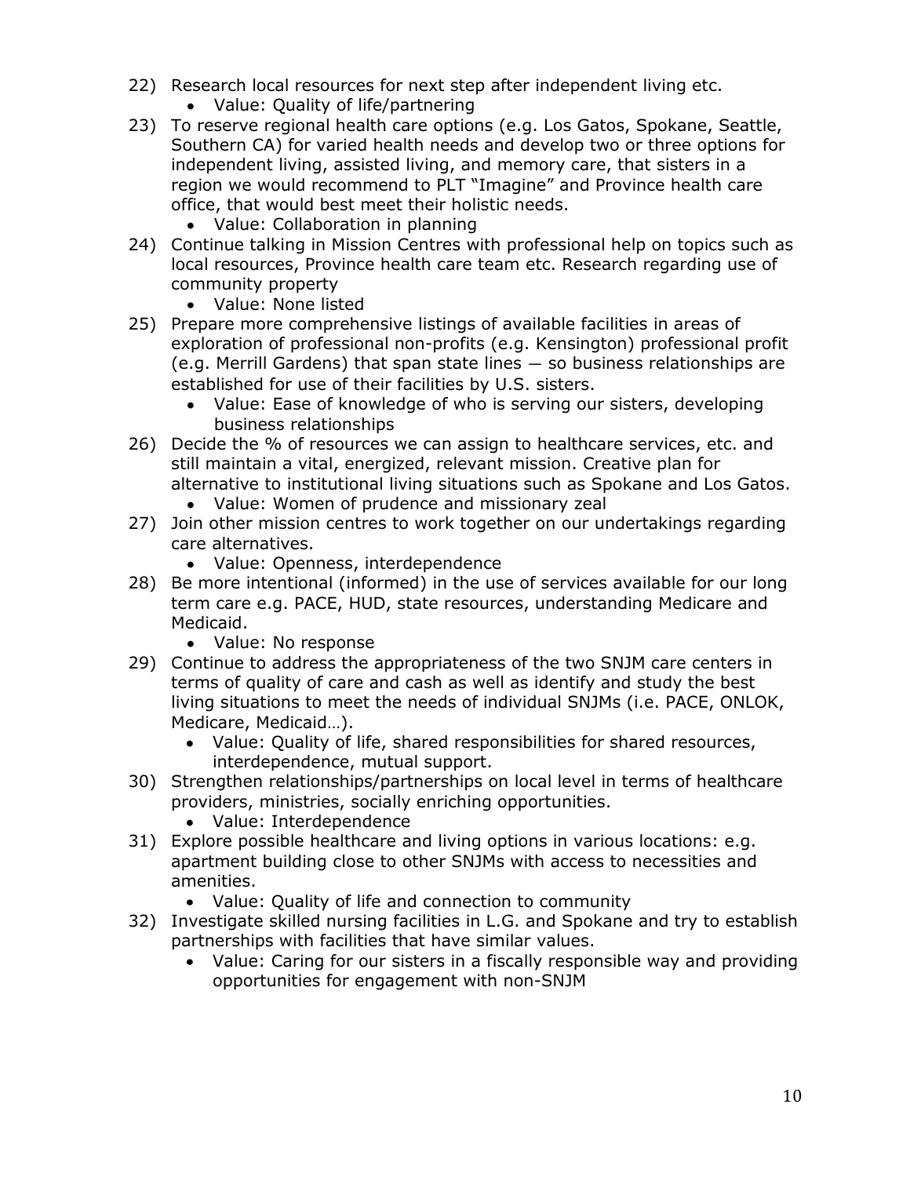22) Research local resources for next step after independent living etc.
    - Value: Quality of life/partnering
23) To reserve regional health care options (e.g. Los Gatos, Spokane, Seattle, Southern CA) for varied health needs and develop two or three options for independent living, assisted living, and memory care, that sisters in a region we would recommend to PLT "Imagine" and Province health care office, that would best meet their holistic needs.
    - Value: Collaboration in planning
24) Continue talking in Mission Centres with professional help on topics such as local resources, Province health care team etc. Research regarding use of community property
    - Value: None listed
25) Prepare more comprehensive listings of available facilities in areas of exploration of professional non-profits (e.g. Kensington) professional profit (e.g. Merrill Gardens) that span state lines — so business relationships are established for use of their facilities by U.S. sisters.
    - Value: Ease of knowledge of who is serving our sisters, developing business relationships
26) Decide the % of resources we can assign to healthcare services, etc. and still maintain a vital, energized, relevant mission. Creative plan for alternative to institutional living situations such as Spokane and Los Gatos.
    - Value: Women of prudence and missionary zeal
27) Join other mission centres to work together on our undertakings regarding care alternatives.
    - Value: Openness, interdependence
28) Be more intentional (informed) in the use of services available for our long term care e.g. PACE, HUD, state resources, understanding Medicare and Medicaid.
    - Value: No response
29) Continue to address the appropriateness of the two SNJM care centers in terms of quality of care and cash as well as identify and study the best living situations to meet the needs of individual SNJMs (i.e. PACE, ONLOK, Medicare, Medicaid…).
    - Value: Quality of life, shared responsibilities for shared resources, interdependence, mutual support.
30) Strengthen relationships/partnerships on local level in terms of healthcare providers, ministries, socially enriching opportunities.
    - Value: Interdependence
31) Explore possible healthcare and living options in various locations: e.g. apartment building close to other SNJMs with access to necessities and amenities.
    - Value: Quality of life and connection to community
32) Investigate skilled nursing facilities in L.G. and Spokane and try to establish partnerships with facilities that have similar values.
    - Value: Caring for our sisters in a fiscally responsible way and providing opportunities for engagement with non-SNJM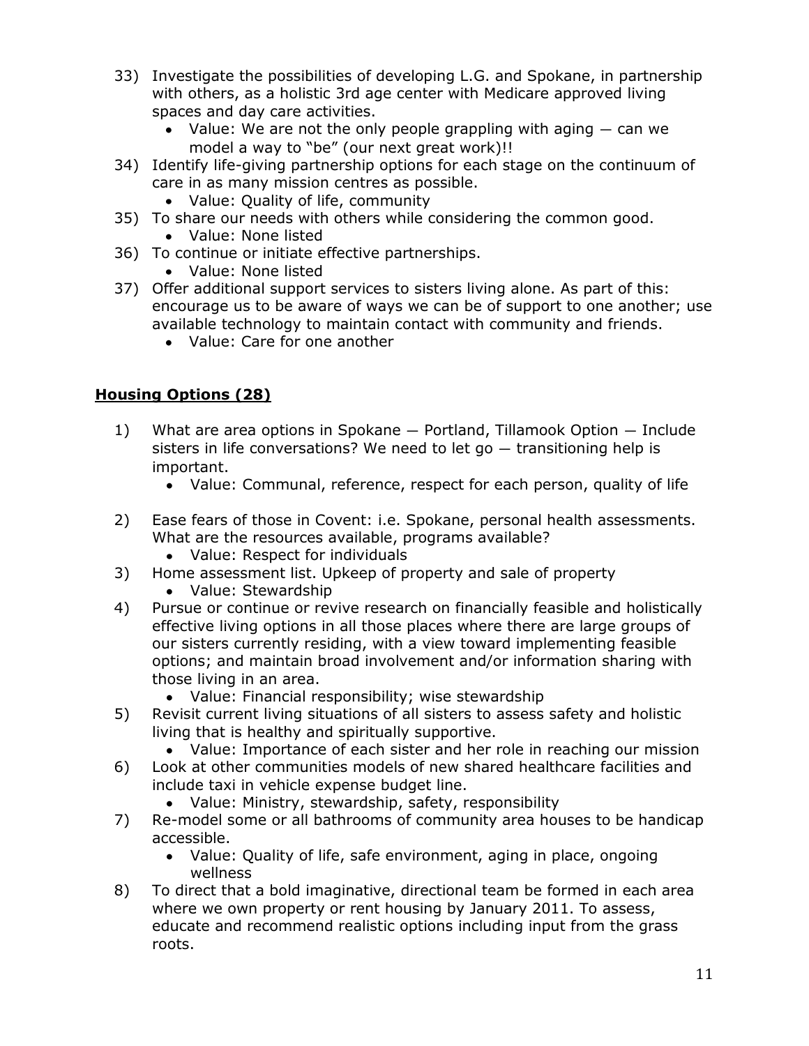33) Investigate the possibilities of developing L.G. and Spokane, in partnership with others, as a holistic 3rd age center with Medicare approved living spaces and day care activities.
    - Value: We are not the only people grappling with aging — can we model a way to "be" (our next great work)!!
34) Identify life-giving partnership options for each stage on the continuum of care in as many mission centres as possible.
    - Value: Quality of life, community
35) To share our needs with others while considering the common good.
    - Value: None listed
36) To continue or initiate effective partnerships.
    - Value: None listed
37) Offer additional support services to sisters living alone. As part of this: encourage us to be aware of ways we can be of support to one another; use available technology to maintain contact with community and friends.
    - Value: Care for one another

## **Housing Options (28)**

1) What are area options in Spokane — Portland, Tillamook Option — Include sisters in life conversations? We need to let go — transitioning help is important.
    - Value: Communal, reference, respect for each person, quality of life
2) Ease fears of those in Covent: i.e. Spokane, personal health assessments. What are the resources available, programs available?
    - Value: Respect for individuals
3) Home assessment list. Upkeep of property and sale of property
    - Value: Stewardship
4) Pursue or continue or revive research on financially feasible and holistically effective living options in all those places where there are large groups of our sisters currently residing, with a view toward implementing feasible options; and maintain broad involvement and/or information sharing with those living in an area.
    - Value: Financial responsibility; wise stewardship
5) Revisit current living situations of all sisters to assess safety and holistic living that is healthy and spiritually supportive.
    - Value: Importance of each sister and her role in reaching our mission
6) Look at other communities models of new shared healthcare facilities and include taxi in vehicle expense budget line.
    - Value: Ministry, stewardship, safety, responsibility
7) Re-model some or all bathrooms of community area houses to be handicap accessible.
    - Value: Quality of life, safe environment, aging in place, ongoing wellness
8) To direct that a bold imaginative, directional team be formed in each area where we own property or rent housing by January 2011. To assess, educate and recommend realistic options including input from the grass roots.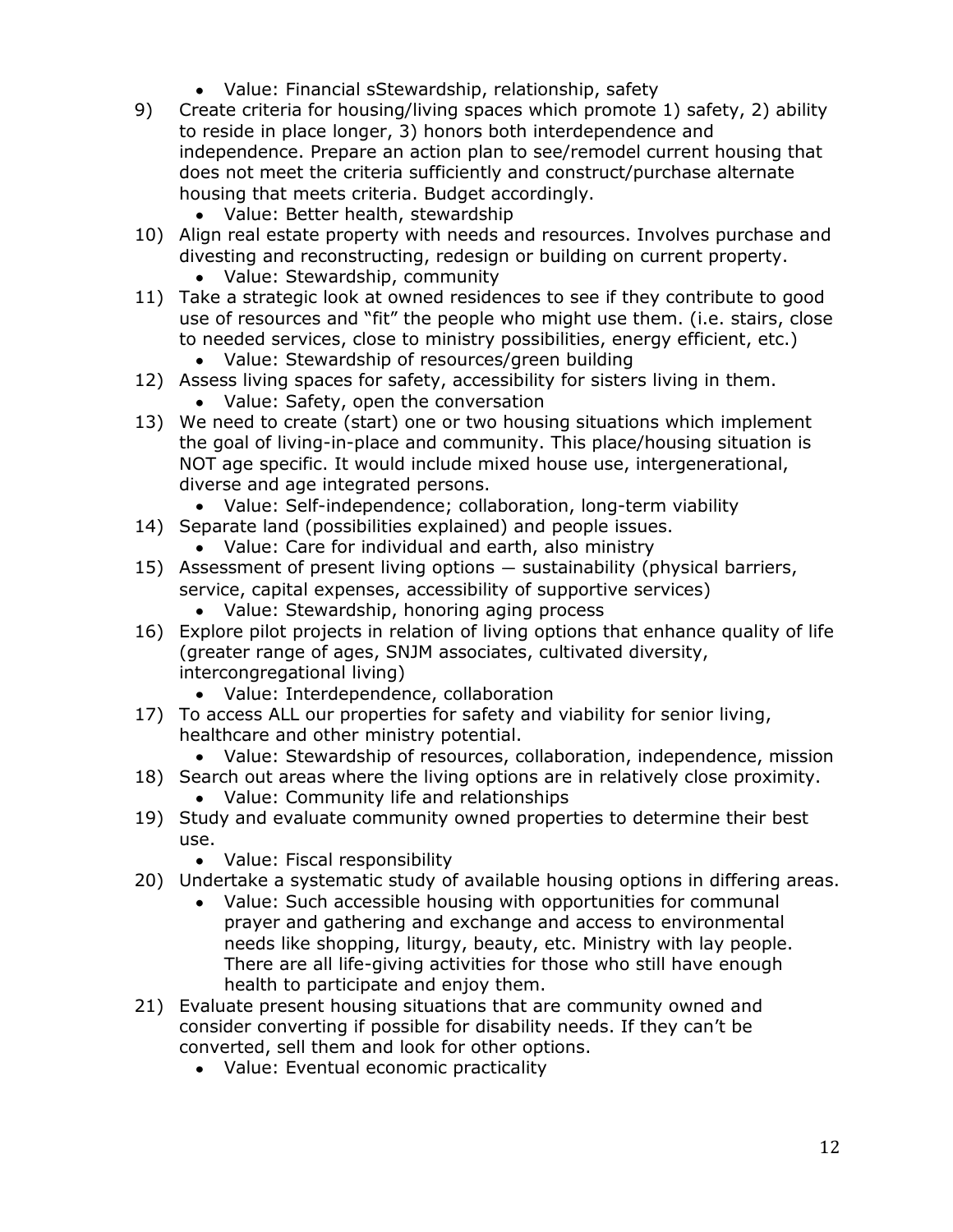- Value: Financial sStewardship, relationship, safety

9) Create criteria for housing/living spaces which promote 1) safety, 2) ability to reside in place longer, 3) honors both interdependence and independence. Prepare an action plan to see/remodel current housing that does not meet the criteria sufficiently and construct/purchase alternate housing that meets criteria. Budget accordingly.
   - Value: Better health, stewardship
10) Align real estate property with needs and resources. Involves purchase and divesting and reconstructing, redesign or building on current property.
    - Value: Stewardship, community
11) Take a strategic look at owned residences to see if they contribute to good use of resources and "fit" the people who might use them. (i.e. stairs, close to needed services, close to ministry possibilities, energy efficient, etc.)
    - Value: Stewardship of resources/green building
12) Assess living spaces for safety, accessibility for sisters living in them.
    - Value: Safety, open the conversation
13) We need to create (start) one or two housing situations which implement the goal of living-in-place and community. This place/housing situation is NOT age specific. It would include mixed house use, intergenerational, diverse and age integrated persons.
    - Value: Self-independence; collaboration, long-term viability
14) Separate land (possibilities explained) and people issues.
    - Value: Care for individual and earth, also ministry
15) Assessment of present living options — sustainability (physical barriers, service, capital expenses, accessibility of supportive services)
    - Value: Stewardship, honoring aging process
16) Explore pilot projects in relation of living options that enhance quality of life (greater range of ages, SNJM associates, cultivated diversity, intercongregational living)
    - Value: Interdependence, collaboration
17) To access ALL our properties for safety and viability for senior living, healthcare and other ministry potential.
    - Value: Stewardship of resources, collaboration, independence, mission
18) Search out areas where the living options are in relatively close proximity.
    - Value: Community life and relationships
19) Study and evaluate community owned properties to determine their best use.
    - Value: Fiscal responsibility
20) Undertake a systematic study of available housing options in differing areas.
    - Value: Such accessible housing with opportunities for communal prayer and gathering and exchange and access to environmental needs like shopping, liturgy, beauty, etc. Ministry with lay people. There are all life-giving activities for those who still have enough health to participate and enjoy them.
21) Evaluate present housing situations that are community owned and consider converting if possible for disability needs. If they can't be converted, sell them and look for other options.
    - Value: Eventual economic practicality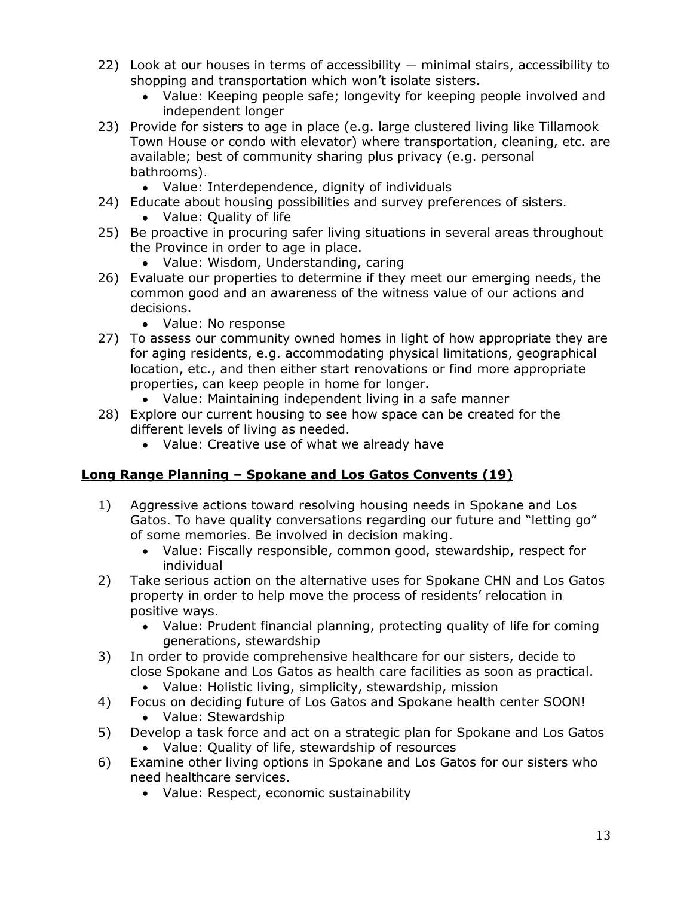22) Look at our houses in terms of accessibility — minimal stairs, accessibility to shopping and transportation which won't isolate sisters.
    - Value: Keeping people safe; longevity for keeping people involved and independent longer
23) Provide for sisters to age in place (e.g. large clustered living like Tillamook Town House or condo with elevator) where transportation, cleaning, etc. are available; best of community sharing plus privacy (e.g. personal bathrooms).
    - Value: Interdependence, dignity of individuals
24) Educate about housing possibilities and survey preferences of sisters.
    - Value: Quality of life
25) Be proactive in procuring safer living situations in several areas throughout the Province in order to age in place.
    - Value: Wisdom, Understanding, caring
26) Evaluate our properties to determine if they meet our emerging needs, the common good and an awareness of the witness value of our actions and decisions.
    - Value: No response
27) To assess our community owned homes in light of how appropriate they are for aging residents, e.g. accommodating physical limitations, geographical location, etc., and then either start renovations or find more appropriate properties, can keep people in home for longer.
    - Value: Maintaining independent living in a safe manner
28) Explore our current housing to see how space can be created for the different levels of living as needed.
    - Value: Creative use of what we already have

## Long Range Planning – Spokane and Los Gatos Convents (19)

1) Aggressive actions toward resolving housing needs in Spokane and Los Gatos. To have quality conversations regarding our future and "letting go" of some memories. Be involved in decision making.
    - Value: Fiscally responsible, common good, stewardship, respect for individual
2) Take serious action on the alternative uses for Spokane CHN and Los Gatos property in order to help move the process of residents' relocation in positive ways.
    - Value: Prudent financial planning, protecting quality of life for coming generations, stewardship
3) In order to provide comprehensive healthcare for our sisters, decide to close Spokane and Los Gatos as health care facilities as soon as practical.
    - Value: Holistic living, simplicity, stewardship, mission
4) Focus on deciding future of Los Gatos and Spokane health center SOON!
    - Value: Stewardship
5) Develop a task force and act on a strategic plan for Spokane and Los Gatos
    - Value: Quality of life, stewardship of resources
6) Examine other living options in Spokane and Los Gatos for our sisters who need healthcare services.
    - Value: Respect, economic sustainability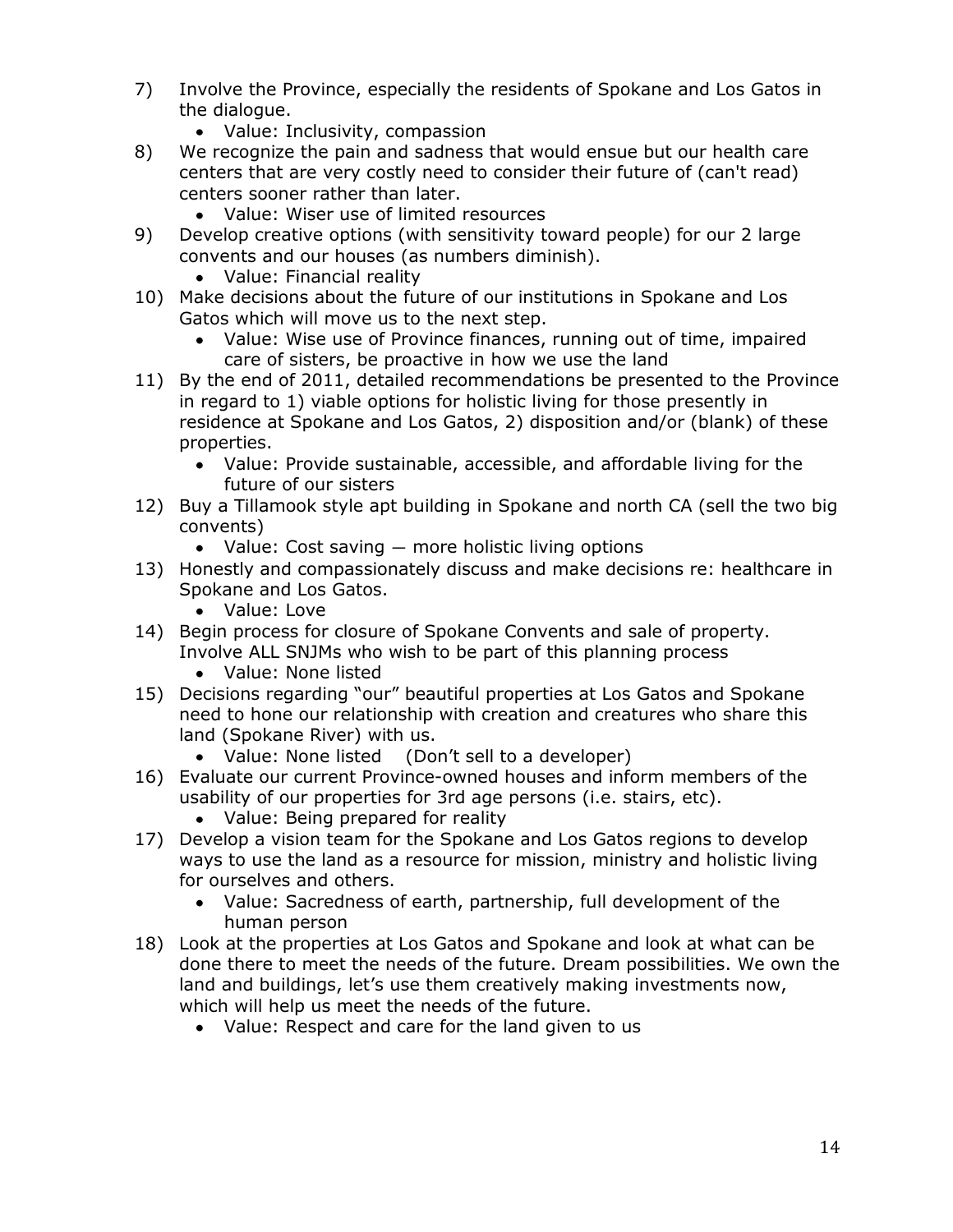7) Involve the Province, especially the residents of Spokane and Los Gatos in the dialogue.
   - Value: Inclusivity, compassion
8) We recognize the pain and sadness that would ensue but our health care centers that are very costly need to consider their future of (can't read) centers sooner rather than later.
   - Value: Wiser use of limited resources
9) Develop creative options (with sensitivity toward people) for our 2 large convents and our houses (as numbers diminish).
   - Value: Financial reality
10) Make decisions about the future of our institutions in Spokane and Los Gatos which will move us to the next step.
    - Value: Wise use of Province finances, running out of time, impaired care of sisters, be proactive in how we use the land
11) By the end of 2011, detailed recommendations be presented to the Province in regard to 1) viable options for holistic living for those presently in residence at Spokane and Los Gatos, 2) disposition and/or (blank) of these properties.
    - Value: Provide sustainable, accessible, and affordable living for the future of our sisters
12) Buy a Tillamook style apt building in Spokane and north CA (sell the two big convents)
    - Value: Cost saving — more holistic living options
13) Honestly and compassionately discuss and make decisions re: healthcare in Spokane and Los Gatos.
    - Value: Love
14) Begin process for closure of Spokane Convents and sale of property. Involve ALL SNJMs who wish to be part of this planning process
    - Value: None listed
15) Decisions regarding "our" beautiful properties at Los Gatos and Spokane need to hone our relationship with creation and creatures who share this land (Spokane River) with us.
    - Value: None listed (Don't sell to a developer)
16) Evaluate our current Province-owned houses and inform members of the usability of our properties for 3rd age persons (i.e. stairs, etc).
    - Value: Being prepared for reality
17) Develop a vision team for the Spokane and Los Gatos regions to develop ways to use the land as a resource for mission, ministry and holistic living for ourselves and others.
    - Value: Sacredness of earth, partnership, full development of the human person
18) Look at the properties at Los Gatos and Spokane and look at what can be done there to meet the needs of the future. Dream possibilities. We own the land and buildings, let's use them creatively making investments now, which will help us meet the needs of the future.
    - Value: Respect and care for the land given to us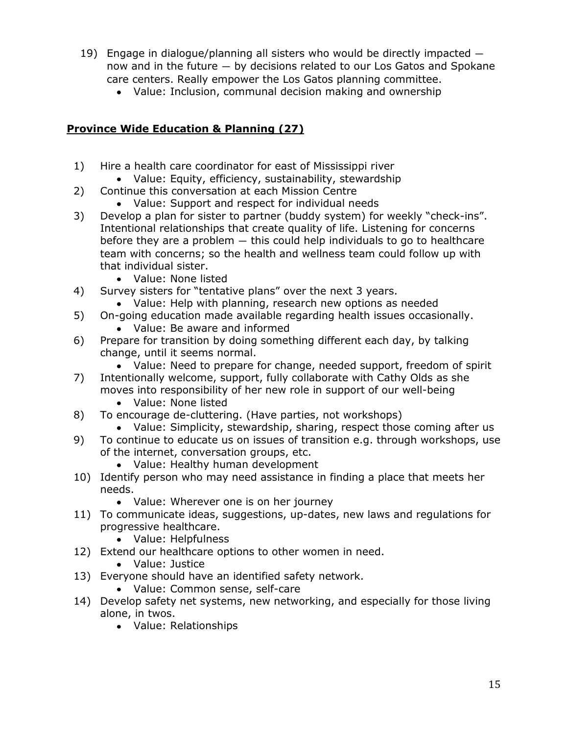19) Engage in dialogue/planning all sisters who would be directly impacted — now and in the future — by decisions related to our Los Gatos and Spokane care centers. Really empower the Los Gatos planning committee.
    - Value: Inclusion, communal decision making and ownership

## **Province Wide Education & Planning (27)**

1) Hire a health care coordinator for east of Mississippi river
    - Value: Equity, efficiency, sustainability, stewardship
2) Continue this conversation at each Mission Centre
    - Value: Support and respect for individual needs
3) Develop a plan for sister to partner (buddy system) for weekly "check-ins". Intentional relationships that create quality of life. Listening for concerns before they are a problem — this could help individuals to go to healthcare team with concerns; so the health and wellness team could follow up with that individual sister.
    - Value: None listed
4) Survey sisters for "tentative plans" over the next 3 years.
    - Value: Help with planning, research new options as needed
5) On-going education made available regarding health issues occasionally.
    - Value: Be aware and informed
6) Prepare for transition by doing something different each day, by talking change, until it seems normal.
    - Value: Need to prepare for change, needed support, freedom of spirit
7) Intentionally welcome, support, fully collaborate with Cathy Olds as she moves into responsibility of her new role in support of our well-being
    - Value: None listed
8) To encourage de-cluttering. (Have parties, not workshops)
    - Value: Simplicity, stewardship, sharing, respect those coming after us
9) To continue to educate us on issues of transition e.g. through workshops, use of the internet, conversation groups, etc.
    - Value: Healthy human development
10) Identify person who may need assistance in finding a place that meets her needs.
    - Value: Wherever one is on her journey
11) To communicate ideas, suggestions, up-dates, new laws and regulations for progressive healthcare.
    - Value: Helpfulness
12) Extend our healthcare options to other women in need.
    - Value: Justice
13) Everyone should have an identified safety network.
    - Value: Common sense, self-care
14) Develop safety net systems, new networking, and especially for those living alone, in twos.
    - Value: Relationships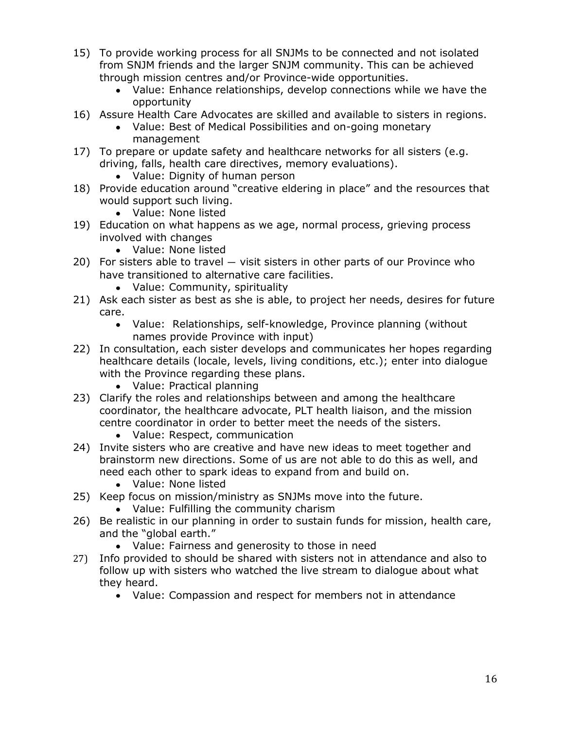15) To provide working process for all SNJMs to be connected and not isolated from SNJM friends and the larger SNJM community. This can be achieved through mission centres and/or Province-wide opportunities.
    - Value: Enhance relationships, develop connections while we have the opportunity
16) Assure Health Care Advocates are skilled and available to sisters in regions.
    - Value: Best of Medical Possibilities and on-going monetary management
17) To prepare or update safety and healthcare networks for all sisters (e.g. driving, falls, health care directives, memory evaluations).
    - Value: Dignity of human person
18) Provide education around "creative eldering in place" and the resources that would support such living.
    - Value: None listed
19) Education on what happens as we age, normal process, grieving process involved with changes
    - Value: None listed
20) For sisters able to travel — visit sisters in other parts of our Province who have transitioned to alternative care facilities.
    - Value: Community, spirituality
21) Ask each sister as best as she is able, to project her needs, desires for future care.
    - Value: Relationships, self-knowledge, Province planning (without names provide Province with input)
22) In consultation, each sister develops and communicates her hopes regarding healthcare details (locale, levels, living conditions, etc.); enter into dialogue with the Province regarding these plans.
    - Value: Practical planning
23) Clarify the roles and relationships between and among the healthcare coordinator, the healthcare advocate, PLT health liaison, and the mission centre coordinator in order to better meet the needs of the sisters.
    - Value: Respect, communication
24) Invite sisters who are creative and have new ideas to meet together and brainstorm new directions. Some of us are not able to do this as well, and need each other to spark ideas to expand from and build on.
    - Value: None listed
25) Keep focus on mission/ministry as SNJMs move into the future.
    - Value: Fulfilling the community charism
26) Be realistic in our planning in order to sustain funds for mission, health care, and the "global earth."
    - Value: Fairness and generosity to those in need
27) Info provided to should be shared with sisters not in attendance and also to follow up with sisters who watched the live stream to dialogue about what they heard.
    - Value: Compassion and respect for members not in attendance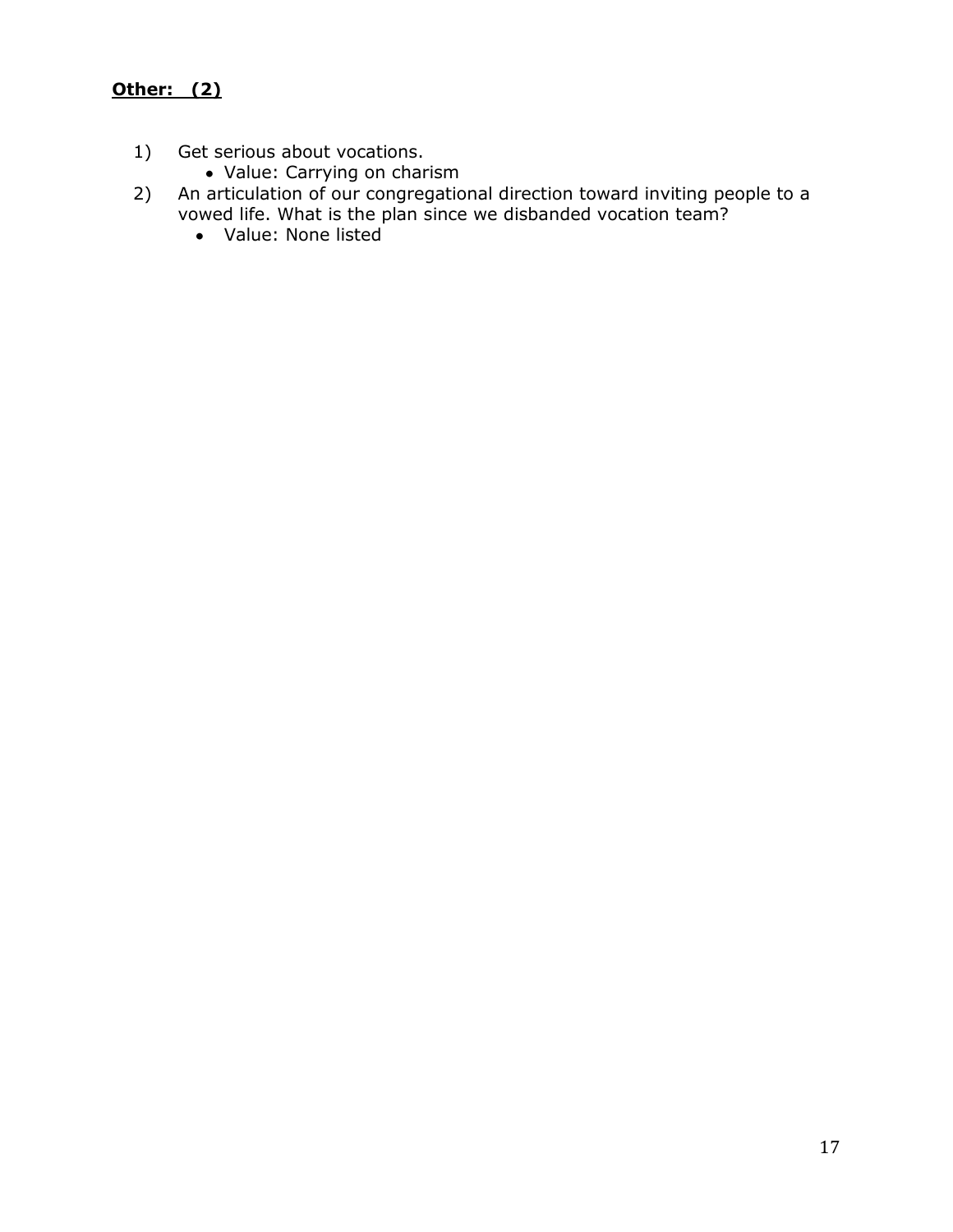**Other: (2)**

1) Get serious about vocations.
   - Value: Carrying on charism
2) An articulation of our congregational direction toward inviting people to a vowed life. What is the plan since we disbanded vocation team?
   - Value: None listed